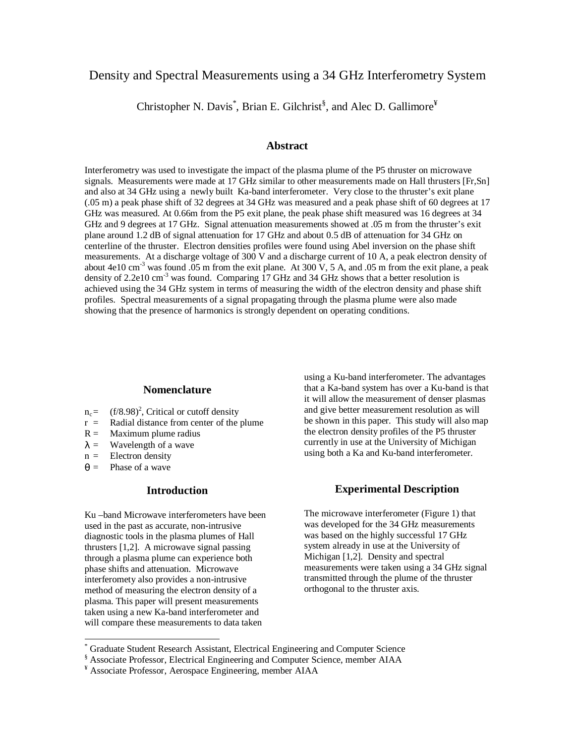# Density and Spectral Measurements using a 34 GHz Interferometry System

Christopher N. Davis*, Brian E. Gilchrist§, and Alec D. Gallimore¥

## Abstract

Interferometry was used to investigate the impact of the plasma plume of the P5 thruster on microwave signals. Measurements were made at 17 GHz similar to other measurements made on Hall thrusters [Fr,Sn] and also at 34 GHz using a newly built Ka-band interferometer. Very close to the thruster's exit plane (.05 m) a peak phase shift of 32 degrees at 34 GHz was measured and a peak phase shift of 60 degrees at 17 GHz was measured. At 0.66m from the P5 exit plane, the peak phase shift measured was 16 degrees at 34 GHz and 9 degrees at 17 GHz. Signal attenuation measurements showed at .05 m from the thruster's exit plane around 1.2 dB of signal attenuation for 17 GHz and about 0.5 dB of attenuation for 34 GHz on centerline of the thruster. Electron densities profiles were found using Abel inversion on the phase shift measurements. At a discharge voltage of 300 V and a discharge current of 10 A, a peak electron density of about 4e10 $cm^{-3}$ was found .05 m from the exit plane. At 300 V, 5 A, and .05 m from the exit plane, a peak density of 2.2e10 $cm^{-3}$ was found. Comparing 17 GHz and 34 GHz shows that a better resolution is achieved using the 34 GHz system in terms of measuring the width of the electron density and phase shift profiles. Spectral measurements of a signal propagating through the plasma plume were also made showing that the presence of harmonics is strongly dependent on operating conditions.

## Nomenclature

- $n_c$ = $(f/8.98)^2$, Critical or cutoff density
- $r$ = Radial distance from center of the plume
- $R$ = Maximum plume radius
- $\lambda$ = Wavelength of a wave
- $n$ = Electron density
- $\theta$ = Phase of a wave

## Introduction

Ku –band Microwave interferometers have been used in the past as accurate, non-intrusive diagnostic tools in the plasma plumes of Hall thrusters [1,2]. A microwave signal passing through a plasma plume can experience both phase shifts and attenuation. Microwave interferomety also provides a non-intrusive method of measuring the electron density of a plasma. This paper will present measurements taken using a new Ka-band interferometer and will compare these measurements to data taken using a Ku-band interferometer. The advantages that a Ka-band system has over a Ku-band is that it will allow the measurement of denser plasmas and give better measurement resolution as will be shown in this paper. This study will also map the electron density profiles of the P5 thruster currently in use at the University of Michigan using both a Ka and Ku-band interferometer.

## Experimental Description

The microwave interferometer (Figure 1) that was developed for the 34 GHz measurements was based on the highly successful 17 GHz system already in use at the University of Michigan [1,2]. Density and spectral measurements were taken using a 34 GHz signal transmitted through the plume of the thruster orthogonal to the thruster axis.

---

* Graduate Student Research Assistant, Electrical Engineering and Computer Science

§ Associate Professor, Electrical Engineering and Computer Science, member AIAA

¥ Associate Professor, Aerospace Engineering, member AIAA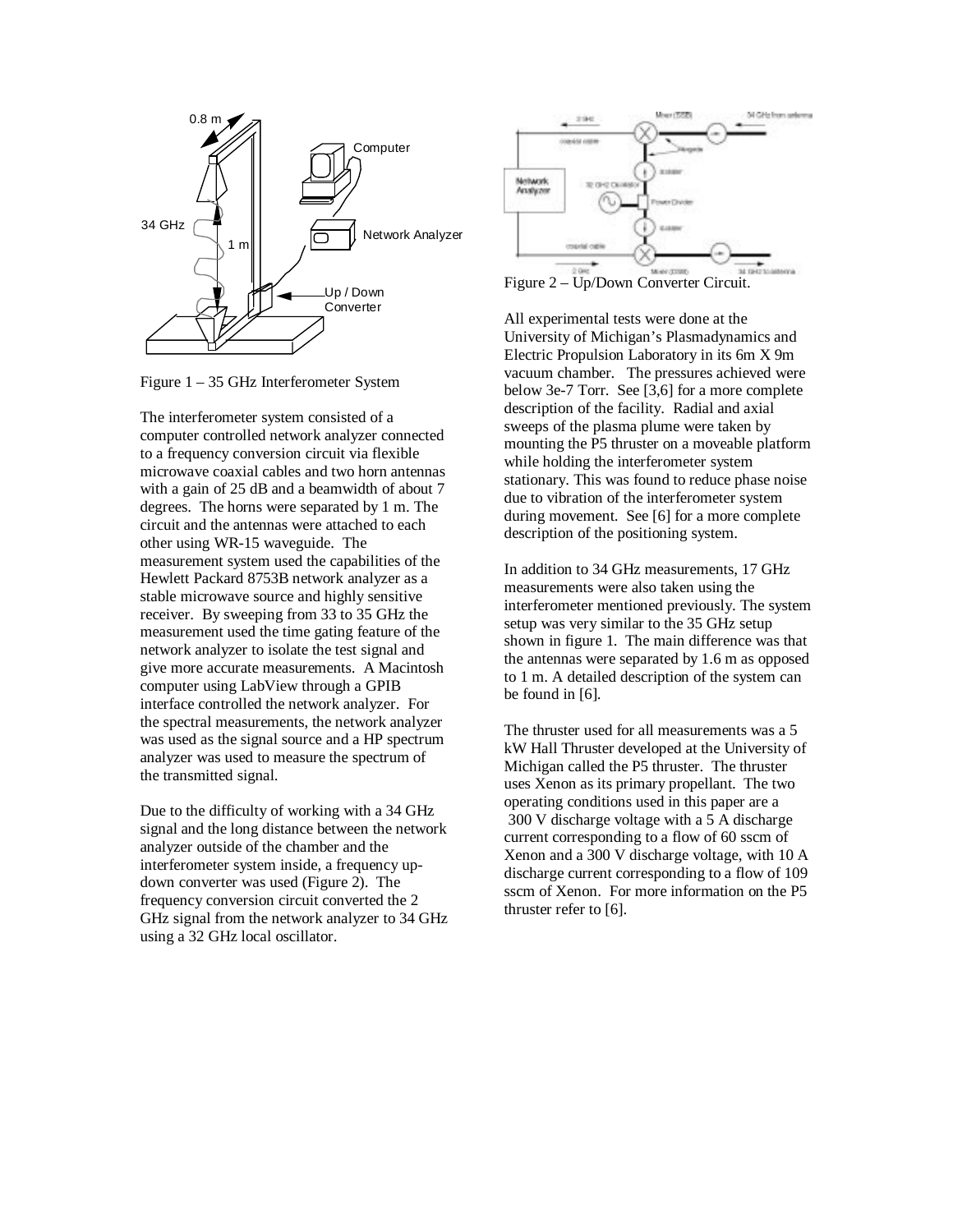Figure 1 – 35 GHz Interferometer System

The interferometer system consisted of a computer controlled network analyzer connected to a frequency conversion circuit via flexible microwave coaxial cables and two horn antennas with a gain of 25 dB and a beamwidth of about 7 degrees. The horns were separated by 1 m. The circuit and the antennas were attached to each other using WR-15 waveguide. The measurement system used the capabilities of the Hewlett Packard 8753B network analyzer as a stable microwave source and highly sensitive receiver. By sweeping from 33 to 35 GHz the measurement used the time gating feature of the network analyzer to isolate the test signal and give more accurate measurements. A Macintosh computer using LabView through a GPIB interface controlled the network analyzer. For the spectral measurements, the network analyzer was used as the signal source and a HP spectrum analyzer was used to measure the spectrum of the transmitted signal.

Due to the difficulty of working with a 34 GHz signal and the long distance between the network analyzer outside of the chamber and the interferometer system inside, a frequency up-down converter was used (Figure 2). The frequency conversion circuit converted the 2 GHz signal from the network analyzer to 34 GHz using a 32 GHz local oscillator.

Figure 2 – Up/Down Converter Circuit.

All experimental tests were done at the University of Michigan's Plasmadynamics and Electric Propulsion Laboratory in its 6m X 9m vacuum chamber. The pressures achieved were below 3e-7 Torr. See [3,6] for a more complete description of the facility. Radial and axial sweeps of the plasma plume were taken by mounting the P5 thruster on a moveable platform while holding the interferometer system stationary. This was found to reduce phase noise due to vibration of the interferometer system during movement. See [6] for a more complete description of the positioning system.

In addition to 34 GHz measurements, 17 GHz measurements were also taken using the interferometer mentioned previously. The system setup was very similar to the 35 GHz setup shown in figure 1. The main difference was that the antennas were separated by 1.6 m as opposed to 1 m. A detailed description of the system can be found in [6].

The thruster used for all measurements was a 5 kW Hall Thruster developed at the University of Michigan called the P5 thruster. The thruster uses Xenon as its primary propellant. The two operating conditions used in this paper are a 300 V discharge voltage with a 5 A discharge current corresponding to a flow of 60 sscm of Xenon and a 300 V discharge voltage, with 10 A discharge current corresponding to a flow of 109 sscm of Xenon. For more information on the P5 thruster refer to [6].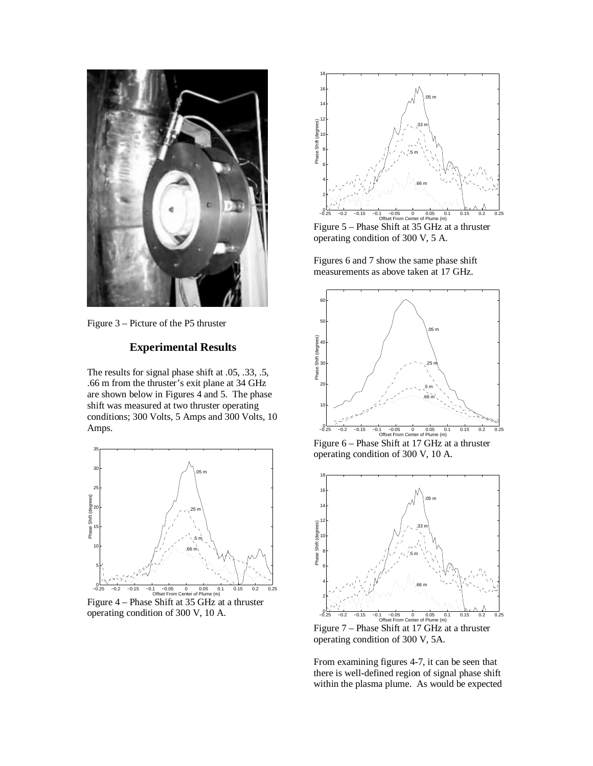Figure 3 – Picture of the P5 thruster

## Experimental Results

The results for signal phase shift at .05, .33, .5, .66 m from the thruster's exit plane at 34 GHz are shown below in Figures 4 and 5. The phase shift was measured at two thruster operating conditions; 300 Volts, 5 Amps and 300 Volts, 10 Amps.

Figure 4 – Phase Shift at 35 GHz at a thruster operating condition of 300 V, 10 A.

Figure 5 – Phase Shift at 35 GHz at a thruster operating condition of 300 V, 5 A.

Figures 6 and 7 show the same phase shift measurements as above taken at 17 GHz.

Figure 6 – Phase Shift at 17 GHz at a thruster operating condition of 300 V, 10 A.

Figure 7 – Phase Shift at 17 GHz at a thruster operating condition of 300 V, 5A.

From examining figures 4-7, it can be seen that there is well-defined region of signal phase shift within the plasma plume. As would be expected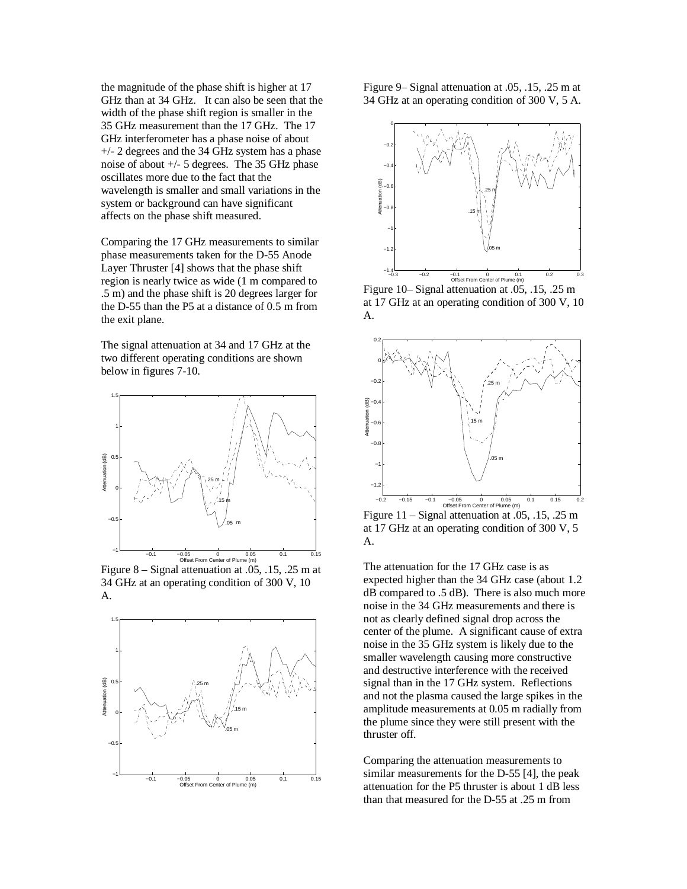the magnitude of the phase shift is higher at 17 GHz than at 34 GHz. It can also be seen that the width of the phase shift region is smaller in the 35 GHz measurement than the 17 GHz. The 17 GHz interferometer has a phase noise of about +/- 2 degrees and the 34 GHz system has a phase noise of about +/- 5 degrees. The 35 GHz phase oscillates more due to the fact that the wavelength is smaller and small variations in the system or background can have significant affects on the phase shift measured.

Comparing the 17 GHz measurements to similar phase measurements taken for the D-55 Anode Layer Thruster [4] shows that the phase shift region is nearly twice as wide (1 m compared to .5 m) and the phase shift is 20 degrees larger for the D-55 than the P5 at a distance of 0.5 m from the exit plane.

The signal attenuation at 34 and 17 GHz at the two different operating conditions are shown below in figures 7-10.

Figure 8 – Signal attenuation at .05, .15, .25 m at 34 GHz at an operating condition of 300 V, 10 A.

Figure 9– Signal attenuation at .05, .15, .25 m at 34 GHz at an operating condition of 300 V, 5 A.

Figure 10– Signal attenuation at .05, .15, .25 m at 17 GHz at an operating condition of 300 V, 10 A.

Figure 11 – Signal attenuation at .05, .15, .25 m at 17 GHz at an operating condition of 300 V, 5 A.

The attenuation for the 17 GHz case is as expected higher than the 34 GHz case (about 1.2 dB compared to .5 dB). There is also much more noise in the 34 GHz measurements and there is not as clearly defined signal drop across the center of the plume. A significant cause of extra noise in the 35 GHz system is likely due to the smaller wavelength causing more constructive and destructive interference with the received signal than in the 17 GHz system. Reflections and not the plasma caused the large spikes in the amplitude measurements at 0.05 m radially from the plume since they were still present with the thruster off.

Comparing the attenuation measurements to similar measurements for the D-55 [4], the peak attenuation for the P5 thruster is about 1 dB less than that measured for the D-55 at .25 m from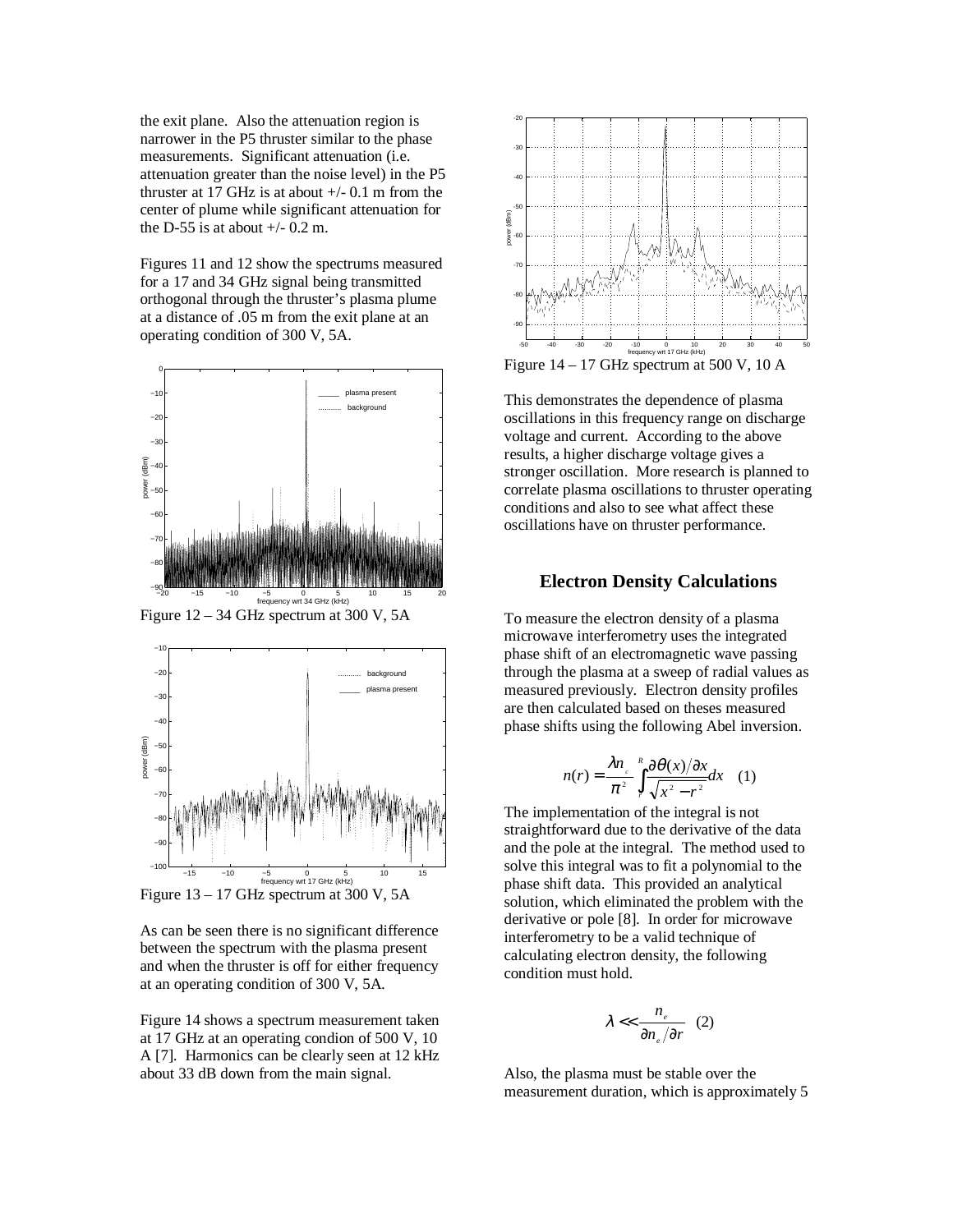the exit plane. Also the attenuation region is narrower in the P5 thruster similar to the phase measurements. Significant attenuation (i.e. attenuation greater than the noise level) in the P5 thruster at 17 GHz is at about +/- 0.1 m from the center of plume while significant attenuation for the D-55 is at about +/- 0.2 m.

Figures 11 and 12 show the spectrums measured for a 17 and 34 GHz signal being transmitted orthogonal through the thruster's plasma plume at a distance of .05 m from the exit plane at an operating condition of 300 V, 5A.

Figure 12 – 34 GHz spectrum at 300 V, 5A

Figure 13 – 17 GHz spectrum at 300 V, 5A

As can be seen there is no significant difference between the spectrum with the plasma present and when the thruster is off for either frequency at an operating condition of 300 V, 5A.

Figure 14 shows a spectrum measurement taken at 17 GHz at an operating condion of 500 V, 10 A [7]. Harmonics can be clearly seen at 12 kHz about 33 dB down from the main signal.

Figure 14 – 17 GHz spectrum at 500 V, 10 A

This demonstrates the dependence of plasma oscillations in this frequency range on discharge voltage and current. According to the above results, a higher discharge voltage gives a stronger oscillation. More research is planned to correlate plasma oscillations to thruster operating conditions and also to see what affect these oscillations have on thruster performance.

## Electron Density Calculations

To measure the electron density of a plasma microwave interferometry uses the integrated phase shift of an electromagnetic wave passing through the plasma at a sweep of radial values as measured previously. Electron density profiles are then calculated based on theses measured phase shifts using the following Abel inversion.

$$n(r) = \frac{\lambda n_c}{\pi^2} \int_r^R \frac{\partial\theta(x)/\partial x}{\sqrt{x^2 - r^2}} dx \quad (1)$$

The implementation of the integral is not straightforward due to the derivative of the data and the pole at the integral. The method used to solve this integral was to fit a polynomial to the phase shift data. This provided an analytical solution, which eliminated the problem with the derivative or pole [8]. In order for microwave interferometry to be a valid technique of calculating electron density, the following condition must hold.

$$\lambda << \frac{n_e}{\partial n_e / \partial r} \quad (2)$$

Also, the plasma must be stable over the measurement duration, which is approximately 5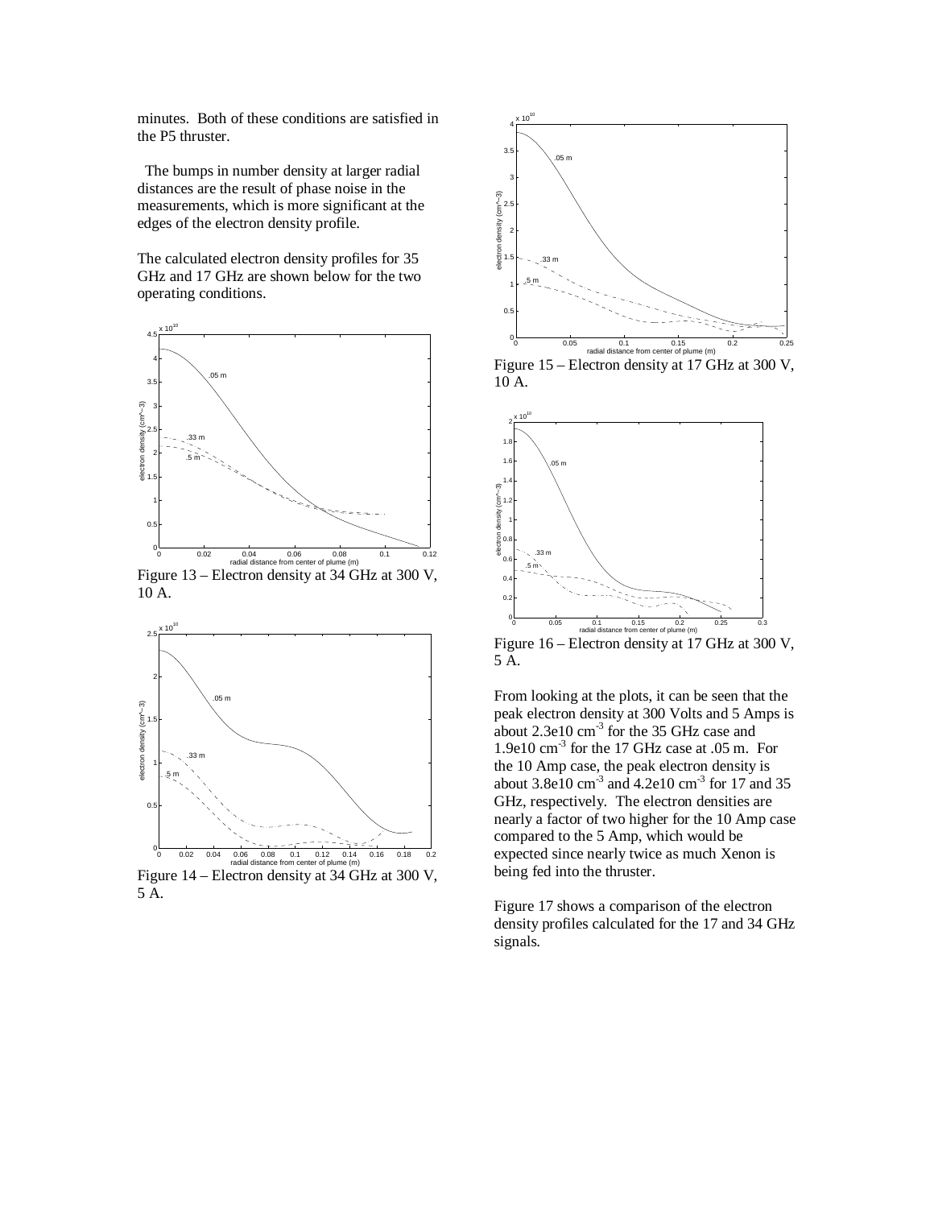minutes. Both of these conditions are satisfied in the P5 thruster.

The bumps in number density at larger radial distances are the result of phase noise in the measurements, which is more significant at the edges of the electron density profile.

The calculated electron density profiles for 35 GHz and 17 GHz are shown below for the two operating conditions.

Figure 13 – Electron density at 34 GHz at 300 V, 10 A.

Figure 14 – Electron density at 34 GHz at 300 V, 5 A.

Figure 15 – Electron density at 17 GHz at 300 V, 10 A.

Figure 16 – Electron density at 17 GHz at 300 V, 5 A.

From looking at the plots, it can be seen that the peak electron density at 300 Volts and 5 Amps is about 2.3e10 $cm^{-3}$ for the 35 GHz case and 1.9e10 $cm^{-3}$ for the 17 GHz case at .05 m. For the 10 Amp case, the peak electron density is about 3.8e10 $cm^{-3}$ and 4.2e10 $cm^{-3}$ for 17 and 35 GHz, respectively. The electron densities are nearly a factor of two higher for the 10 Amp case compared to the 5 Amp, which would be expected since nearly twice as much Xenon is being fed into the thruster.

Figure 17 shows a comparison of the electron density profiles calculated for the 17 and 34 GHz signals.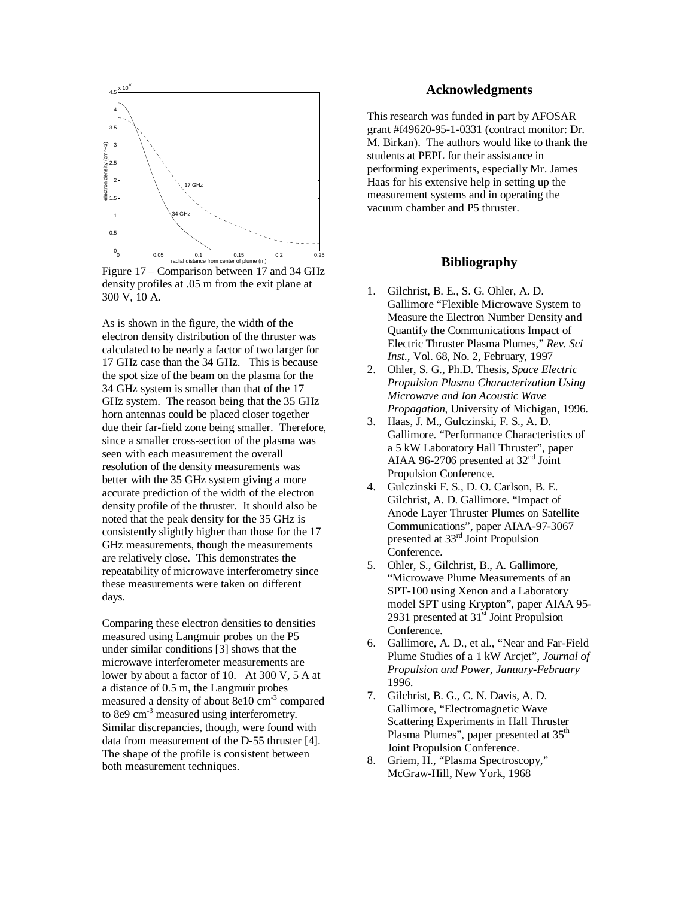x 10^10

4.5

4

3.5

3

2.5

2

1.5

1

0.5

0

electron density (cm^-3)

17 GHz

34 GHz

0 0.05 0.1 0.15 0.2 0.25

radial distance from center of plume (m)

Figure 17 – Comparison between 17 and 34 GHz density profiles at .05 m from the exit plane at 300 V, 10 A.

As is shown in the figure, the width of the electron density distribution of the thruster was calculated to be nearly a factor of two larger for 17 GHz case than the 34 GHz. This is because the spot size of the beam on the plasma for the 34 GHz system is smaller than that of the 17 GHz system. The reason being that the 35 GHz horn antennas could be placed closer together due their far-field zone being smaller. Therefore, since a smaller cross-section of the plasma was seen with each measurement the overall resolution of the density measurements was better with the 35 GHz system giving a more accurate prediction of the width of the electron density profile of the thruster. It should also be noted that the peak density for the 35 GHz is consistently slightly higher than those for the 17 GHz measurements, though the measurements are relatively close. This demonstrates the repeatability of microwave interferometry since these measurements were taken on different days.

Comparing these electron densities to densities measured using Langmuir probes on the P5 under similar conditions [3] shows that the microwave interferometer measurements are lower by about a factor of 10. At 300 V, 5 A at a distance of 0.5 m, the Langmuir probes measured a density of about 8e10 $cm^{-3}$ compared to 8e9 $cm^{-3}$ measured using interferometry. Similar discrepancies, though, were found with data from measurement of the D-55 thruster [4]. The shape of the profile is consistent between both measurement techniques.

## Acknowledgments

This research was funded in part by AFOSAR grant #f49620-95-1-0331 (contract monitor: Dr. M. Birkan). The authors would like to thank the students at PEPL for their assistance in performing experiments, especially Mr. James Haas for his extensive help in setting up the measurement systems and in operating the vacuum chamber and P5 thruster.

## Bibliography

1. Gilchrist, B. E., S. G. Ohler, A. D. Gallimore "Flexible Microwave System to Measure the Electron Number Density and Quantify the Communications Impact of Electric Thruster Plasma Plumes," *Rev. Sci Inst.*, Vol. 68, No. 2, February, 1997
2. Ohler, S. G., Ph.D. Thesis, *Space Electric Propulsion Plasma Characterization Using Microwave and Ion Acoustic Wave Propagation*, University of Michigan, 1996.
3. Haas, J. M., Gulczinski, F. S., A. D. Gallimore. "Performance Characteristics of a 5 kW Laboratory Hall Thruster", paper AIAA 96-2706 presented at 32nd Joint Propulsion Conference.
4. Gulczinski F. S., D. O. Carlson, B. E. Gilchrist, A. D. Gallimore. "Impact of Anode Layer Thruster Plumes on Satellite Communications", paper AIAA-97-3067 presented at 33rd Joint Propulsion Conference.
5. Ohler, S., Gilchrist, B., A. Gallimore, "Microwave Plume Measurements of an SPT-100 using Xenon and a Laboratory model SPT using Krypton", paper AIAA 95-2931 presented at 31st Joint Propulsion Conference.
6. Gallimore, A. D., et al., "Near and Far-Field Plume Studies of a 1 kW Arcjet", *Journal of Propulsion and Power, January-February* 1996.
7. Gilchrist, B. G., C. N. Davis, A. D. Gallimore, "Electromagnetic Wave Scattering Experiments in Hall Thruster Plasma Plumes", paper presented at 35th Joint Propulsion Conference.
8. Griem, H., "Plasma Spectroscopy," McGraw-Hill, New York, 1968